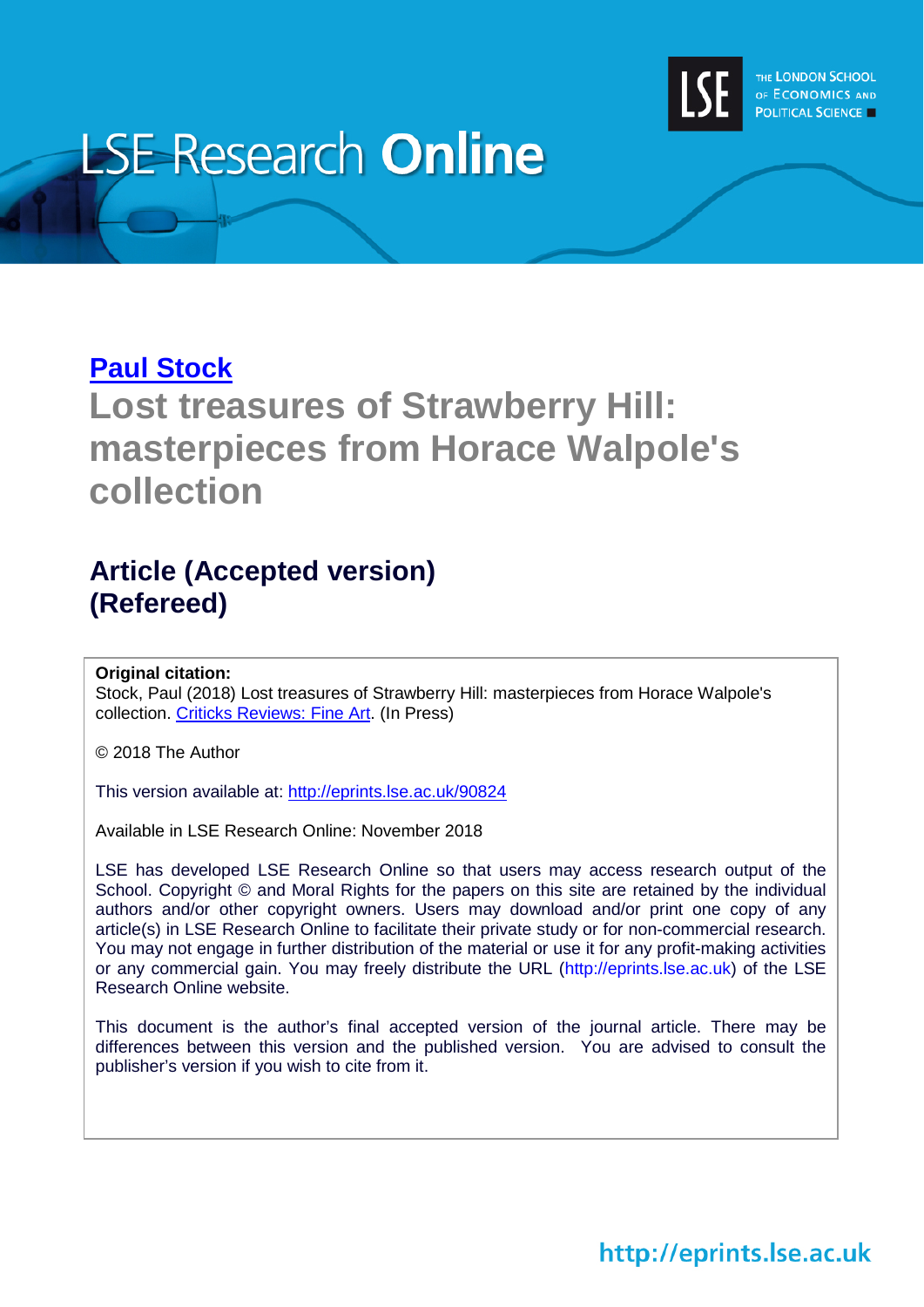# LSE Research Online

THE LONDON SCHOOL OF ECONOMICS AND POLITICAL SCIENCE

**[Paul Stock](http://eprints.lse.ac.uk)**

# Lost treasures of Strawberry Hill: masterpieces from Horace Walpole's collection

## Article (Accepted version) (Refereed)

**Original citation:**
Stock, Paul (2018) Lost treasures of Strawberry Hill: masterpieces from Horace Walpole's collection. Criticks Reviews: Fine Art. (In Press)

© 2018 The Author

This version available at: http://eprints.lse.ac.uk/90824

Available in LSE Research Online: November 2018

LSE has developed LSE Research Online so that users may access research output of the School. Copyright © and Moral Rights for the papers on this site are retained by the individual authors and/or other copyright owners. Users may download and/or print one copy of any article(s) in LSE Research Online to facilitate their private study or for non-commercial research. You may not engage in further distribution of the material or use it for any profit-making activities or any commercial gain. You may freely distribute the URL (http://eprints.lse.ac.uk) of the LSE Research Online website.

This document is the author's final accepted version of the journal article. There may be differences between this version and the published version. You are advised to consult the publisher's version if you wish to cite from it.

http://eprints.lse.ac.uk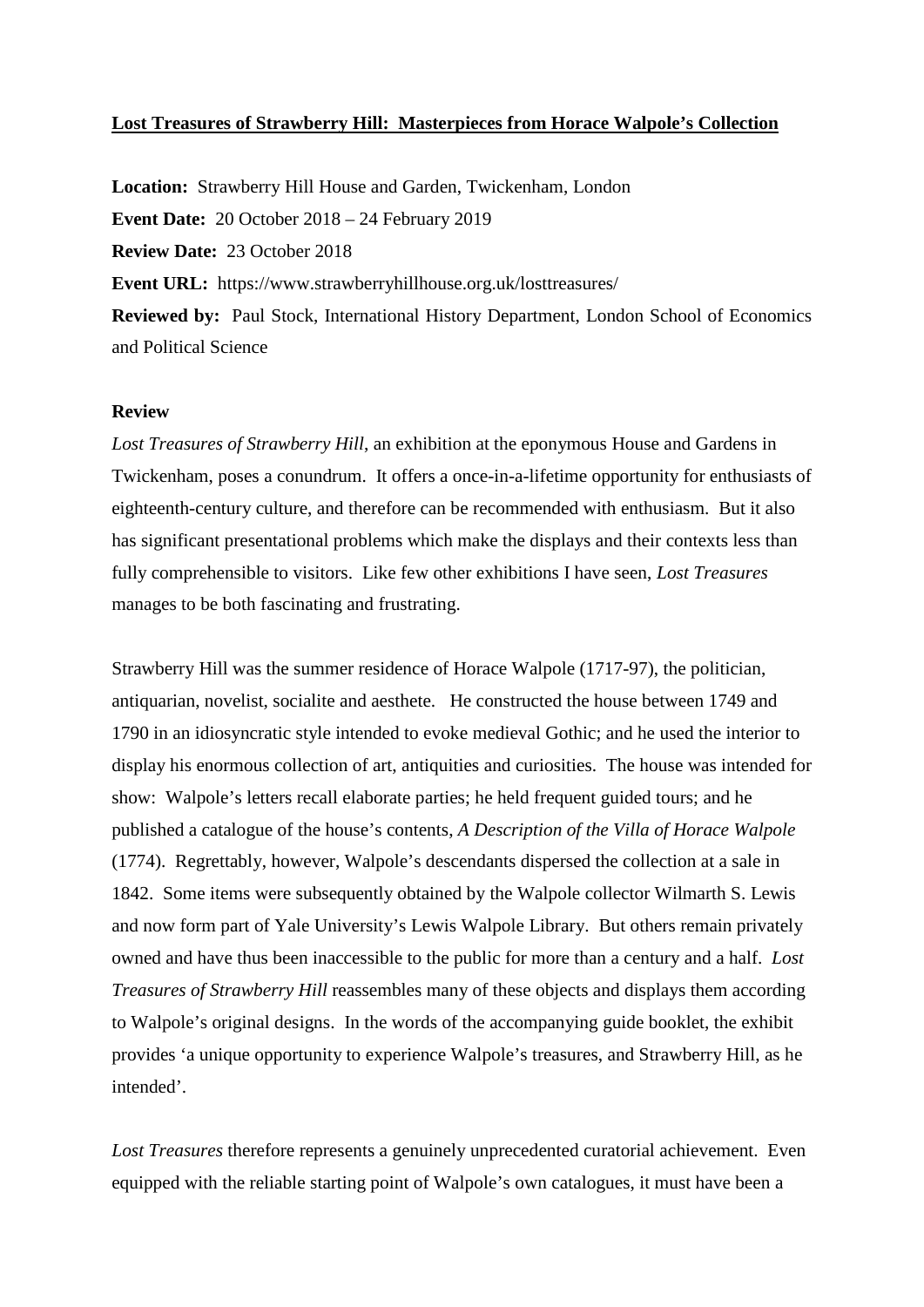**Lost Treasures of Strawberry Hill: Masterpieces from Horace Walpole's Collection**

**Location:** Strawberry Hill House and Garden, Twickenham, London

**Event Date:** 20 October 2018 – 24 February 2019

**Review Date:** 23 October 2018

**Event URL:** https://www.strawberryhillhouse.org.uk/losttreasures/

**Reviewed by:** Paul Stock, International History Department, London School of Economics and Political Science

**Review**

*Lost Treasures of Strawberry Hill*, an exhibition at the eponymous House and Gardens in Twickenham, poses a conundrum. It offers a once-in-a-lifetime opportunity for enthusiasts of eighteenth-century culture, and therefore can be recommended with enthusiasm. But it also has significant presentational problems which make the displays and their contexts less than fully comprehensible to visitors. Like few other exhibitions I have seen, *Lost Treasures* manages to be both fascinating and frustrating.

Strawberry Hill was the summer residence of Horace Walpole (1717-97), the politician, antiquarian, novelist, socialite and aesthete. He constructed the house between 1749 and 1790 in an idiosyncratic style intended to evoke medieval Gothic; and he used the interior to display his enormous collection of art, antiquities and curiosities. The house was intended for show: Walpole's letters recall elaborate parties; he held frequent guided tours; and he published a catalogue of the house's contents, *A Description of the Villa of Horace Walpole* (1774). Regrettably, however, Walpole's descendants dispersed the collection at a sale in 1842. Some items were subsequently obtained by the Walpole collector Wilmarth S. Lewis and now form part of Yale University's Lewis Walpole Library. But others remain privately owned and have thus been inaccessible to the public for more than a century and a half. *Lost Treasures of Strawberry Hill* reassembles many of these objects and displays them according to Walpole's original designs. In the words of the accompanying guide booklet, the exhibit provides 'a unique opportunity to experience Walpole's treasures, and Strawberry Hill, as he intended'.

*Lost Treasures* therefore represents a genuinely unprecedented curatorial achievement. Even equipped with the reliable starting point of Walpole's own catalogues, it must have been a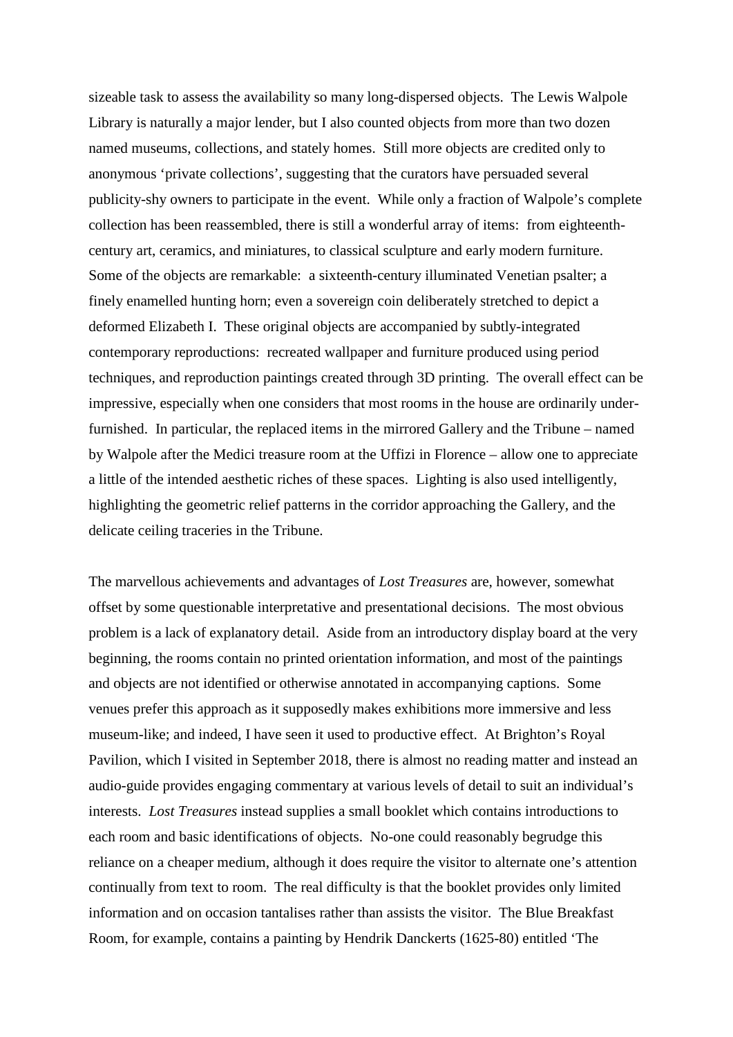sizeable task to assess the availability so many long-dispersed objects. The Lewis Walpole Library is naturally a major lender, but I also counted objects from more than two dozen named museums, collections, and stately homes. Still more objects are credited only to anonymous 'private collections', suggesting that the curators have persuaded several publicity-shy owners to participate in the event. While only a fraction of Walpole's complete collection has been reassembled, there is still a wonderful array of items: from eighteenth-century art, ceramics, and miniatures, to classical sculpture and early modern furniture. Some of the objects are remarkable: a sixteenth-century illuminated Venetian psalter; a finely enamelled hunting horn; even a sovereign coin deliberately stretched to depict a deformed Elizabeth I. These original objects are accompanied by subtly-integrated contemporary reproductions: recreated wallpaper and furniture produced using period techniques, and reproduction paintings created through 3D printing. The overall effect can be impressive, especially when one considers that most rooms in the house are ordinarily under-furnished. In particular, the replaced items in the mirrored Gallery and the Tribune – named by Walpole after the Medici treasure room at the Uffizi in Florence – allow one to appreciate a little of the intended aesthetic riches of these spaces. Lighting is also used intelligently, highlighting the geometric relief patterns in the corridor approaching the Gallery, and the delicate ceiling traceries in the Tribune.

The marvellous achievements and advantages of *Lost Treasures* are, however, somewhat offset by some questionable interpretative and presentational decisions. The most obvious problem is a lack of explanatory detail. Aside from an introductory display board at the very beginning, the rooms contain no printed orientation information, and most of the paintings and objects are not identified or otherwise annotated in accompanying captions. Some venues prefer this approach as it supposedly makes exhibitions more immersive and less museum-like; and indeed, I have seen it used to productive effect. At Brighton's Royal Pavilion, which I visited in September 2018, there is almost no reading matter and instead an audio-guide provides engaging commentary at various levels of detail to suit an individual's interests. *Lost Treasures* instead supplies a small booklet which contains introductions to each room and basic identifications of objects. No-one could reasonably begrudge this reliance on a cheaper medium, although it does require the visitor to alternate one's attention continually from text to room. The real difficulty is that the booklet provides only limited information and on occasion tantalises rather than assists the visitor. The Blue Breakfast Room, for example, contains a painting by Hendrik Danckerts (1625-80) entitled 'The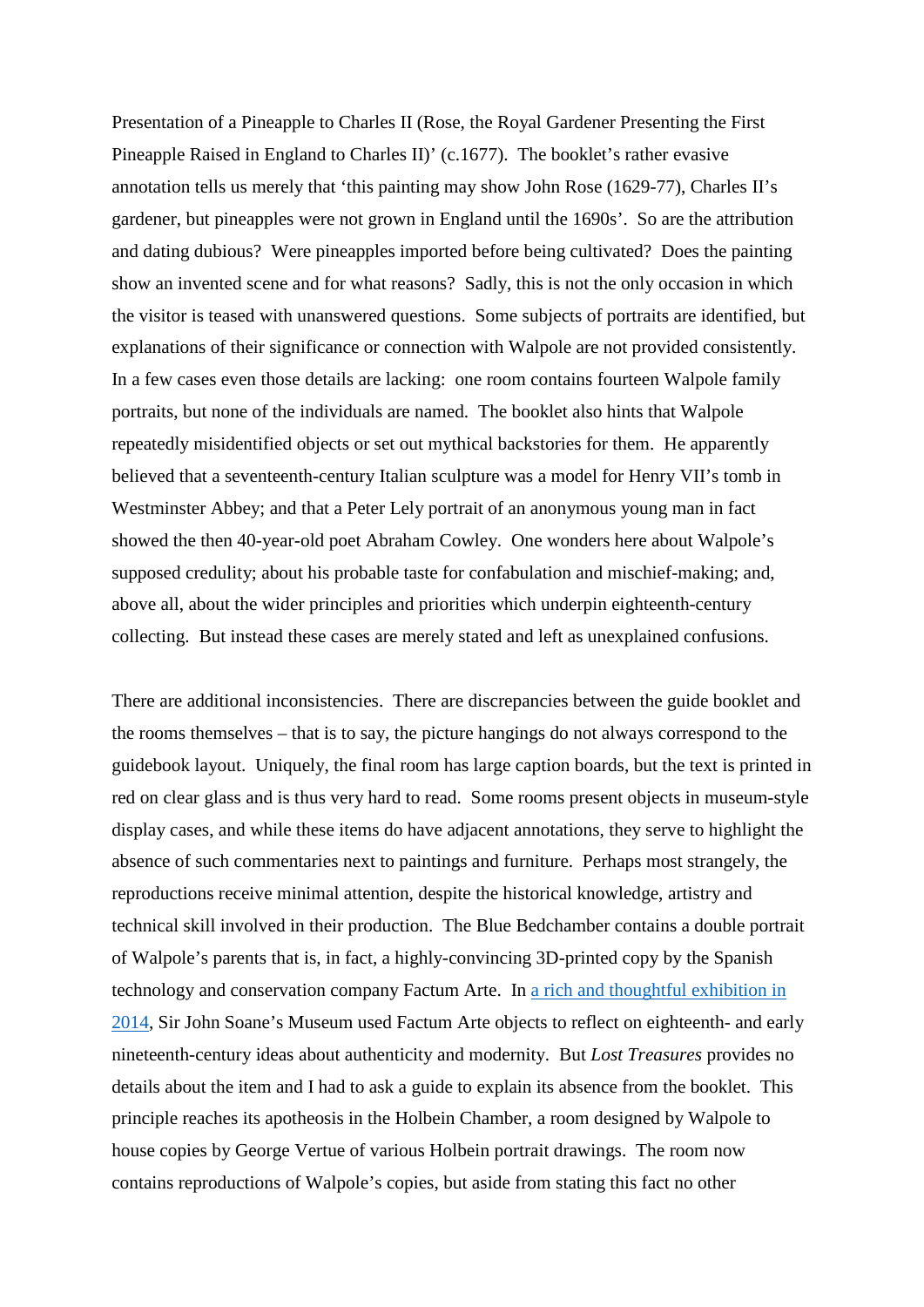Presentation of a Pineapple to Charles II (Rose, the Royal Gardener Presenting the First Pineapple Raised in England to Charles II)' (c.1677). The booklet's rather evasive annotation tells us merely that 'this painting may show John Rose (1629-77), Charles II's gardener, but pineapples were not grown in England until the 1690s'. So are the attribution and dating dubious? Were pineapples imported before being cultivated? Does the painting show an invented scene and for what reasons? Sadly, this is not the only occasion in which the visitor is teased with unanswered questions. Some subjects of portraits are identified, but explanations of their significance or connection with Walpole are not provided consistently. In a few cases even those details are lacking: one room contains fourteen Walpole family portraits, but none of the individuals are named. The booklet also hints that Walpole repeatedly misidentified objects or set out mythical backstories for them. He apparently believed that a seventeenth-century Italian sculpture was a model for Henry VII's tomb in Westminster Abbey; and that a Peter Lely portrait of an anonymous young man in fact showed the then 40-year-old poet Abraham Cowley. One wonders here about Walpole's supposed credulity; about his probable taste for confabulation and mischief-making; and, above all, about the wider principles and priorities which underpin eighteenth-century collecting. But instead these cases are merely stated and left as unexplained confusions.

There are additional inconsistencies. There are discrepancies between the guide booklet and the rooms themselves – that is to say, the picture hangings do not always correspond to the guidebook layout. Uniquely, the final room has large caption boards, but the text is printed in red on clear glass and is thus very hard to read. Some rooms present objects in museum-style display cases, and while these items do have adjacent annotations, they serve to highlight the absence of such commentaries next to paintings and furniture. Perhaps most strangely, the reproductions receive minimal attention, despite the historical knowledge, artistry and technical skill involved in their production. The Blue Bedchamber contains a double portrait of Walpole's parents that is, in fact, a highly-convincing 3D-printed copy by the Spanish technology and conservation company Factum Arte. In a rich and thoughtful exhibition in 2014, Sir John Soane's Museum used Factum Arte objects to reflect on eighteenth- and early nineteenth-century ideas about authenticity and modernity. But *Lost Treasures* provides no details about the item and I had to ask a guide to explain its absence from the booklet. This principle reaches its apotheosis in the Holbein Chamber, a room designed by Walpole to house copies by George Vertue of various Holbein portrait drawings. The room now contains reproductions of Walpole's copies, but aside from stating this fact no other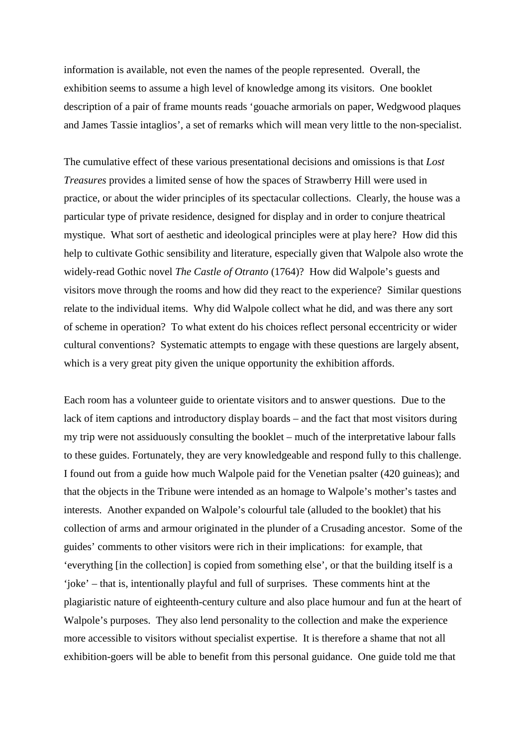information is available, not even the names of the people represented. Overall, the exhibition seems to assume a high level of knowledge among its visitors. One booklet description of a pair of frame mounts reads 'gouache armorials on paper, Wedgwood plaques and James Tassie intaglios', a set of remarks which will mean very little to the non-specialist.

The cumulative effect of these various presentational decisions and omissions is that *Lost Treasures* provides a limited sense of how the spaces of Strawberry Hill were used in practice, or about the wider principles of its spectacular collections. Clearly, the house was a particular type of private residence, designed for display and in order to conjure theatrical mystique. What sort of aesthetic and ideological principles were at play here? How did this help to cultivate Gothic sensibility and literature, especially given that Walpole also wrote the widely-read Gothic novel *The Castle of Otranto* (1764)? How did Walpole's guests and visitors move through the rooms and how did they react to the experience? Similar questions relate to the individual items. Why did Walpole collect what he did, and was there any sort of scheme in operation? To what extent do his choices reflect personal eccentricity or wider cultural conventions? Systematic attempts to engage with these questions are largely absent, which is a very great pity given the unique opportunity the exhibition affords.

Each room has a volunteer guide to orientate visitors and to answer questions. Due to the lack of item captions and introductory display boards – and the fact that most visitors during my trip were not assiduously consulting the booklet – much of the interpretative labour falls to these guides. Fortunately, they are very knowledgeable and respond fully to this challenge. I found out from a guide how much Walpole paid for the Venetian psalter (420 guineas); and that the objects in the Tribune were intended as an homage to Walpole's mother's tastes and interests. Another expanded on Walpole's colourful tale (alluded to the booklet) that his collection of arms and armour originated in the plunder of a Crusading ancestor. Some of the guides' comments to other visitors were rich in their implications: for example, that 'everything [in the collection] is copied from something else', or that the building itself is a 'joke' – that is, intentionally playful and full of surprises. These comments hint at the plagiaristic nature of eighteenth-century culture and also place humour and fun at the heart of Walpole's purposes. They also lend personality to the collection and make the experience more accessible to visitors without specialist expertise. It is therefore a shame that not all exhibition-goers will be able to benefit from this personal guidance. One guide told me that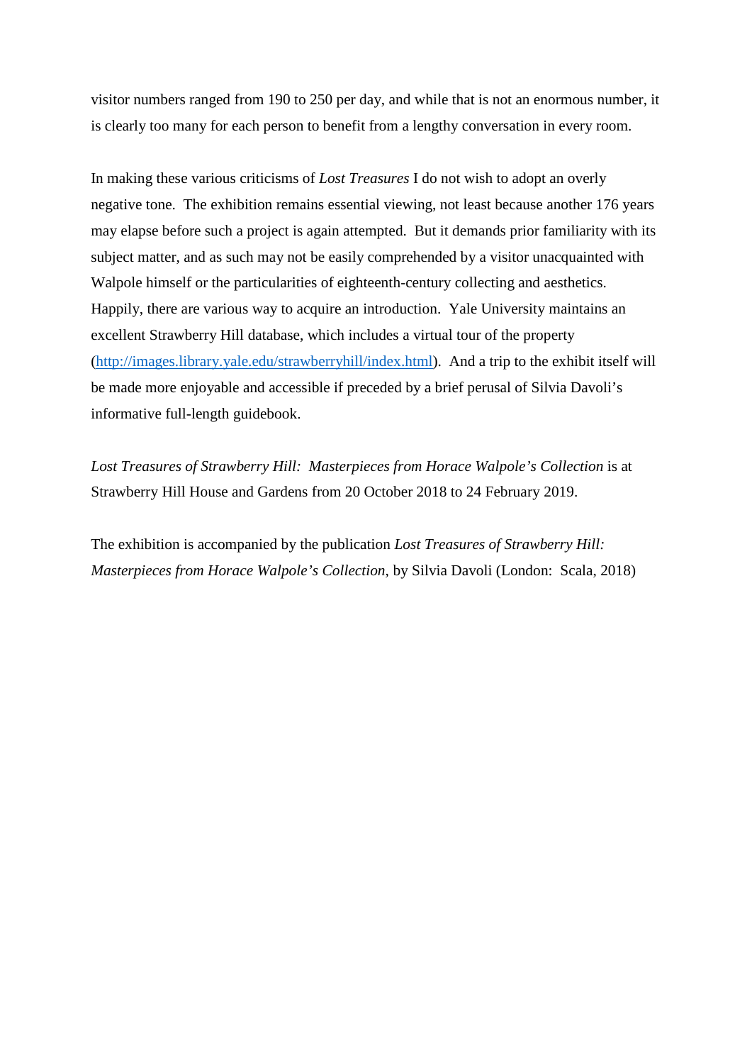visitor numbers ranged from 190 to 250 per day, and while that is not an enormous number, it is clearly too many for each person to benefit from a lengthy conversation in every room.

In making these various criticisms of *Lost Treasures* I do not wish to adopt an overly negative tone. The exhibition remains essential viewing, not least because another 176 years may elapse before such a project is again attempted. But it demands prior familiarity with its subject matter, and as such may not be easily comprehended by a visitor unacquainted with Walpole himself or the particularities of eighteenth-century collecting and aesthetics. Happily, there are various way to acquire an introduction. Yale University maintains an excellent Strawberry Hill database, which includes a virtual tour of the property (http://images.library.yale.edu/strawberryhill/index.html). And a trip to the exhibit itself will be made more enjoyable and accessible if preceded by a brief perusal of Silvia Davoli's informative full-length guidebook.

*Lost Treasures of Strawberry Hill: Masterpieces from Horace Walpole's Collection* is at Strawberry Hill House and Gardens from 20 October 2018 to 24 February 2019.

The exhibition is accompanied by the publication *Lost Treasures of Strawberry Hill: Masterpieces from Horace Walpole's Collection*, by Silvia Davoli (London: Scala, 2018)